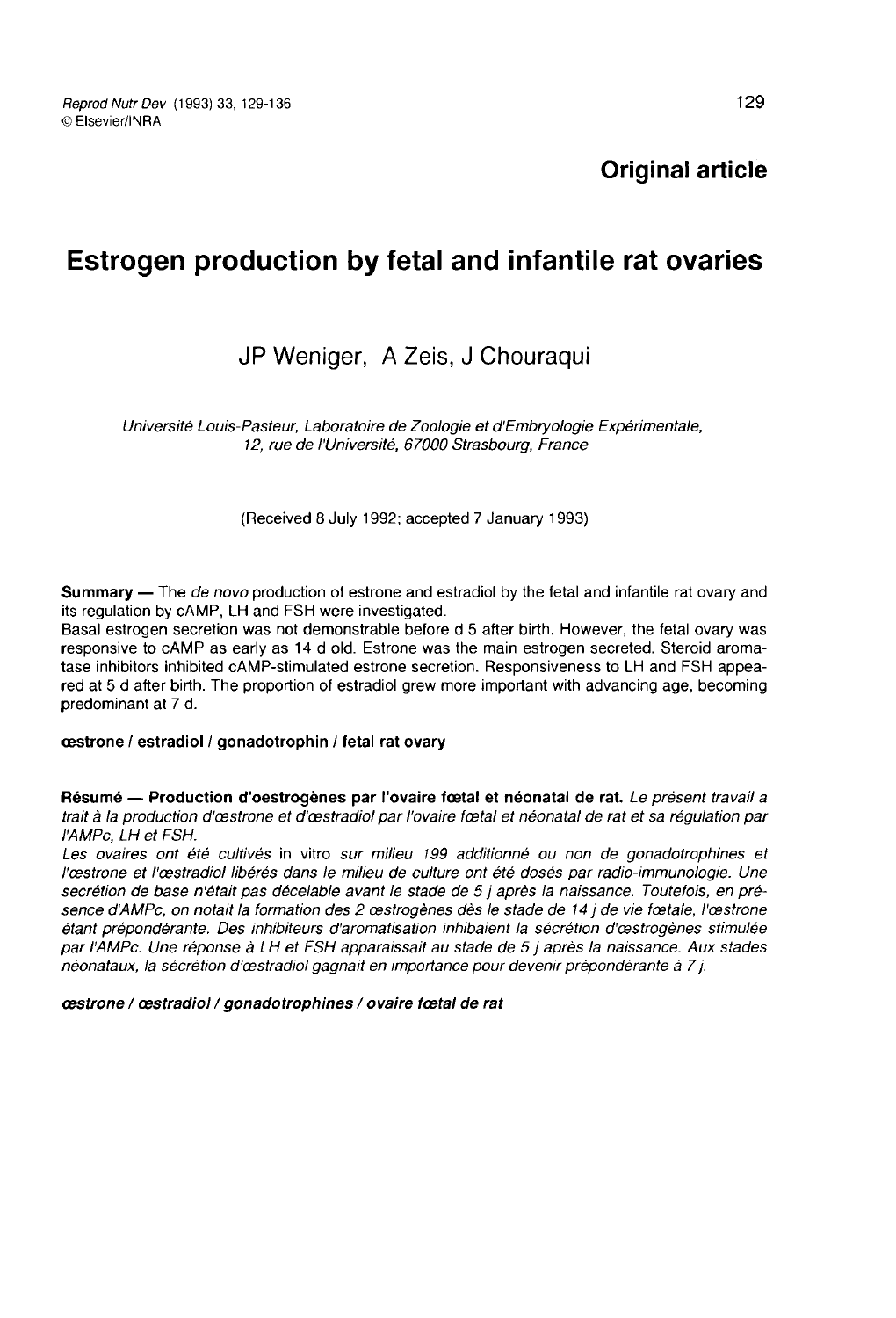Original article

# Estrogen production by fetal and infantile rat ovaries

JP Weniger, A Zeis, J Chouraqui

*Université Louis-Pasteur, Laboratoire de Zoologie et d'Embryologie Expérimentale, 12, rue de l'Université, 67000 Strasbourg, France*

(Received 8 July 1992; accepted 7 January 1993)

**Summary** — The *de novo* production of estrone and estradiol by the fetal and infantile rat ovary and its regulation by cAMP, LH and FSH were investigated.
Basal estrogen secretion was not demonstrable before d 5 after birth. However, the fetal ovary was responsive to cAMP as early as 14 d old. Estrone was the main estrogen secreted. Steroid aromatase inhibitors inhibited cAMP-stimulated estrone secretion. Responsiveness to LH and FSH appeared at 5 d after birth. The proportion of estradiol grew more important with advancing age, becoming predominant at 7 d.

**œstrone / estradiol / gonadotrophin / fetal rat ovary**

**Résumé — Production d'oestrogènes par l'ovaire fœtal et néonatal de rat.** *Le présent travail a trait à la production d'œstrone et d'œstradiol par l'ovaire fœtal et néonatal de rat et sa régulation par l'AMPc, LH et FSH.*
*Les ovaires ont été cultivés* in vitro *sur milieu 199 additionné ou non de gonadotrophines et l'œstrone et l'œstradiol libérés dans le milieu de culture ont été dosés par radio-immunologie. Une secrétion de base n'était pas décelable avant le stade de 5 j après la naissance. Toutefois, en présence d'AMPc, on notait la formation des 2 œstrogènes dès le stade de 14 j de vie fœtale, l'œstrone étant prépondérante. Des inhibiteurs d'aromatisation inhibaient la sécrétion d'œstrogènes stimulée par l'AMPc. Une réponse à LH et FSH apparaissait au stade de 5 j après la naissance. Aux stades néonataux, la sécrétion d'œstradiol gagnait en importance pour devenir prépondérante à 7 j.*

***œstrone / œstradiol / gonadotrophines / ovaire fœtal de rat***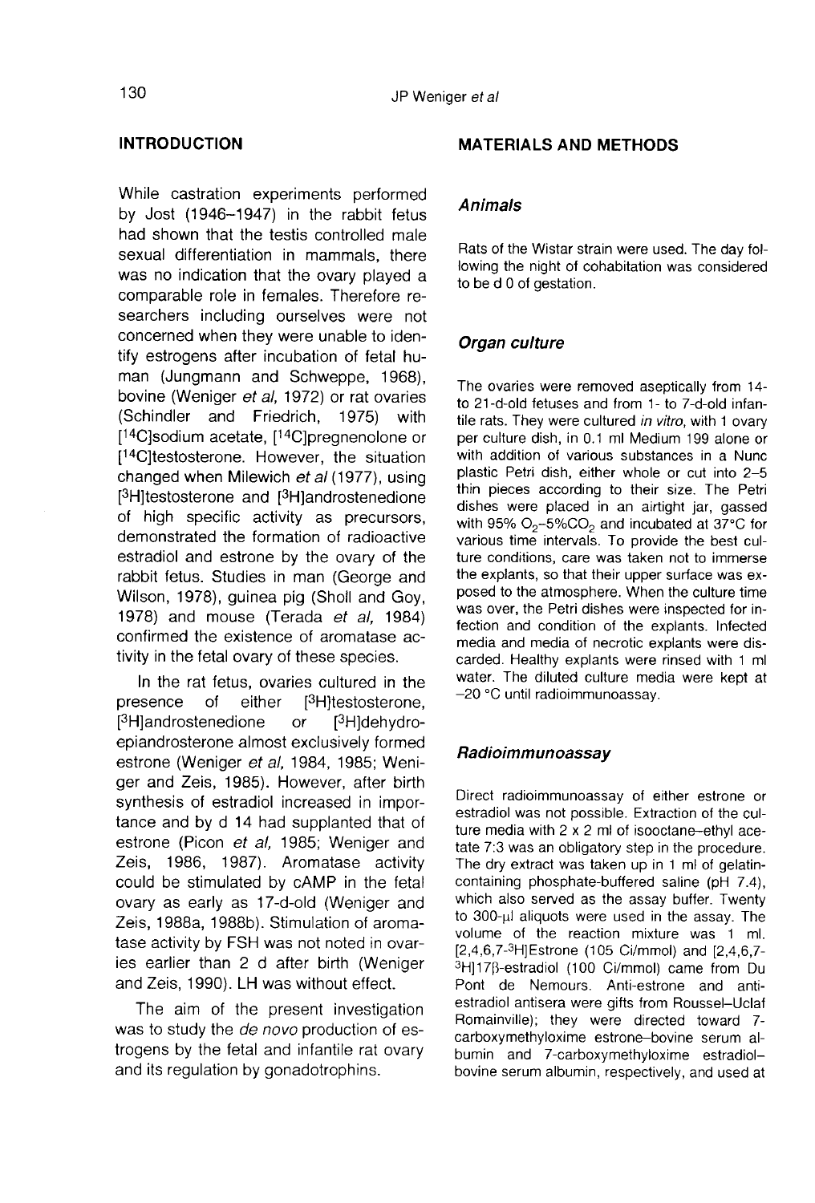## INTRODUCTION

While castration experiments performed by Jost (1946–1947) in the rabbit fetus had shown that the testis controlled male sexual differentiation in mammals, there was no indication that the ovary played a comparable role in females. Therefore researchers including ourselves were not concerned when they were unable to identify estrogens after incubation of fetal human (Jungmann and Schweppe, 1968), bovine (Weniger *et al*, 1972) or rat ovaries (Schindler and Friedrich, 1975) with [$^{14}$C]sodium acetate, [$^{14}$C]pregnenolone or [$^{14}$C]testosterone. However, the situation changed when Milewich *et al* (1977), using [$^{3}$H]testosterone and [$^{3}$H]androstenedione of high specific activity as precursors, demonstrated the formation of radioactive estradiol and estrone by the ovary of the rabbit fetus. Studies in man (George and Wilson, 1978), guinea pig (Sholl and Goy, 1978) and mouse (Terada *et al*, 1984) confirmed the existence of aromatase activity in the fetal ovary of these species.

In the rat fetus, ovaries cultured in the presence of either [$^{3}$H]testosterone, [$^{3}$H]androstenedione or [$^{3}$H]dehydroepiandrosterone almost exclusively formed estrone (Weniger *et al*, 1984, 1985; Weniger and Zeis, 1985). However, after birth synthesis of estradiol increased in importance and by d 14 had supplanted that of estrone (Picon *et al*, 1985; Weniger and Zeis, 1986, 1987). Aromatase activity could be stimulated by cAMP in the fetal ovary as early as 17-d-old (Weniger and Zeis, 1988a, 1988b). Stimulation of aromatase activity by FSH was not noted in ovaries earlier than 2 d after birth (Weniger and Zeis, 1990). LH was without effect.

The aim of the present investigation was to study the *de novo* production of estrogens by the fetal and infantile rat ovary and its regulation by gonadotrophins.

## MATERIALS AND METHODS

### *Animals*

Rats of the Wistar strain were used. The day following the night of cohabitation was considered to be d 0 of gestation.

### *Organ culture*

The ovaries were removed aseptically from 14- to 21-d-old fetuses and from 1- to 7-d-old infantile rats. They were cultured *in vitro*, with 1 ovary per culture dish, in 0.1 ml Medium 199 alone or with addition of various substances in a Nunc plastic Petri dish, either whole or cut into 2–5 thin pieces according to their size. The Petri dishes were placed in an airtight jar, gassed with 95% $O_2$–5%$CO_2$ and incubated at 37°C for various time intervals. To provide the best culture conditions, care was taken not to immerse the explants, so that their upper surface was exposed to the atmosphere. When the culture time was over, the Petri dishes were inspected for infection and condition of the explants. Infected media and media of necrotic explants were discarded. Healthy explants were rinsed with 1 ml water. The diluted culture media were kept at −20 °C until radioimmunoassay.

### *Radioimmunoassay*

Direct radioimmunoassay of either estrone or estradiol was not possible. Extraction of the culture media with 2 x 2 ml of isooctane–ethyl acetate 7:3 was an obligatory step in the procedure. The dry extract was taken up in 1 ml of gelatin-containing phosphate-buffered saline (pH 7.4), which also served as the assay buffer. Twenty to 300-μl aliquots were used in the assay. The volume of the reaction mixture was 1 ml. [2,4,6,7-$^{3}$H]Estrone (105 Ci/mmol) and [2,4,6,7-$^{3}$H]17β-estradiol (100 Ci/mmol) came from Du Pont de Nemours. Anti-estrone and anti-estradiol antisera were gifts from Roussel–Uclaf Romainville); they were directed toward 7-carboxymethyloxime estrone–bovine serum albumin and 7-carboxymethyloxime estradiol–bovine serum albumin, respectively, and used at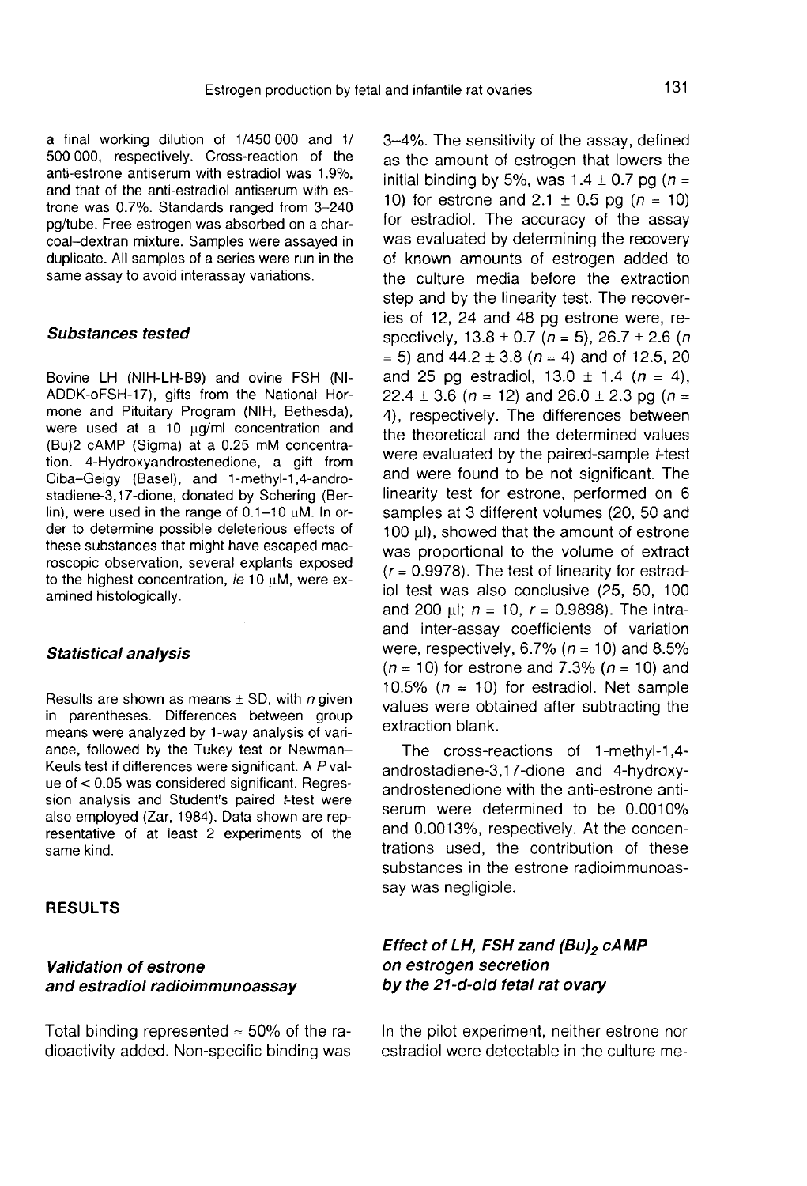a final working dilution of 1/450 000 and 1/500 000, respectively. Cross-reaction of the anti-estrone antiserum with estradiol was 1.9%, and that of the anti-estradiol antiserum with estrone was 0.7%. Standards ranged from 3–240 pg/tube. Free estrogen was absorbed on a charcoal–dextran mixture. Samples were assayed in duplicate. All samples of a series were run in the same assay to avoid interassay variations.

### *Substances tested*

Bovine LH (NIH-LH-B9) and ovine FSH (NIADDK-oFSH-17), gifts from the National Hormone and Pituitary Program (NIH, Bethesda), were used at a 10 μg/ml concentration and (Bu)2 cAMP (Sigma) at a 0.25 mM concentration. 4-Hydroxyandrostenedione, a gift from Ciba–Geigy (Basel), and 1-methyl-1,4-androstadiene-3,17-dione, donated by Schering (Berlin), were used in the range of 0.1–10 μM. In order to determine possible deleterious effects of these substances that might have escaped macroscopic observation, several explants exposed to the highest concentration, *ie* 10 μM, were examined histologically.

### *Statistical analysis*

Results are shown as means ± SD, with *n* given in parentheses. Differences between group means were analyzed by 1-way analysis of variance, followed by the Tukey test or Newman–Keuls test if differences were significant. A *P* value of < 0.05 was considered significant. Regression analysis and Student's paired *t*-test were also employed (Zar, 1984). Data shown are representative of at least 2 experiments of the same kind.

## RESULTS

### *Validation of estrone and estradiol radioimmunoassay*

Total binding represented ≈ 50% of the radioactivity added. Non-specific binding was 3–4%. The sensitivity of the assay, defined as the amount of estrogen that lowers the initial binding by 5%, was 1.4 ± 0.7 pg ($n$ = 10) for estrone and 2.1 ± 0.5 pg ($n$ = 10) for estradiol. The accuracy of the assay was evaluated by determining the recovery of known amounts of estrogen added to the culture media before the extraction step and by the linearity test. The recoveries of 12, 24 and 48 pg estrone were, respectively, 13.8 ± 0.7 ($n$ = 5), 26.7 ± 2.6 ($n$ = 5) and 44.2 ± 3.8 ($n$ = 4) and of 12.5, 20 and 25 pg estradiol, 13.0 ± 1.4 ($n$ = 4), 22.4 ± 3.6 ($n$ = 12) and 26.0 ± 2.3 pg ($n$ = 4), respectively. The differences between the theoretical and the determined values were evaluated by the paired-sample *t*-test and were found to be not significant. The linearity test for estrone, performed on 6 samples at 3 different volumes (20, 50 and 100 μl), showed that the amount of estrone was proportional to the volume of extract ($r$ = 0.9978). The test of linearity for estradiol test was also conclusive (25, 50, 100 and 200 μl; $n$ = 10, $r$ = 0.9898). The intra- and inter-assay coefficients of variation were, respectively, 6.7% ($n$ = 10) and 8.5% ($n$ = 10) for estrone and 7.3% ($n$ = 10) and 10.5% ($n$ = 10) for estradiol. Net sample values were obtained after subtracting the extraction blank.

The cross-reactions of 1-methyl-1,4-androstadiene-3,17-dione and 4-hydroxyandrostenedione with the anti-estrone antiserum were determined to be 0.0010% and 0.0013%, respectively. At the concentrations used, the contribution of these substances in the estrone radioimmunoassay was negligible.

### *Effect of LH, FSH zand $(Bu)_2$ cAMP on estrogen secretion by the 21-d-old fetal rat ovary*

In the pilot experiment, neither estrone nor estradiol were detectable in the culture me-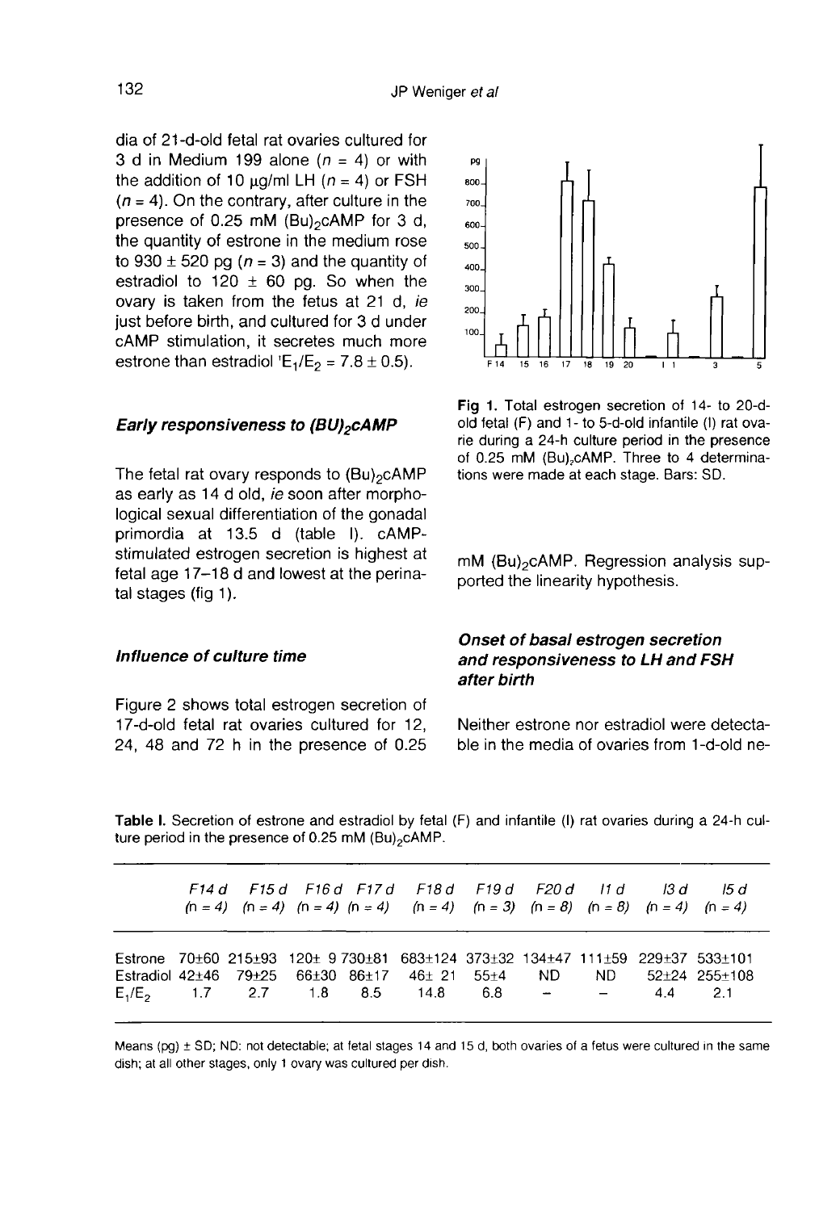dia of 21-d-old fetal rat ovaries cultured for 3 d in Medium 199 alone ($n = 4$) or with the addition of 10 μg/ml LH ($n = 4$) or FSH ($n = 4$). On the contrary, after culture in the presence of 0.25 mM $(Bu)_2cAMP$ for 3 d, the quantity of estrone in the medium rose to 930 ± 520 pg ($n = 3$) and the quantity of estradiol to 120 ± 60 pg. So when the ovary is taken from the fetus at 21 d, *ie* just before birth, and cultured for 3 d under cAMP stimulation, it secretes much more estrone than estradiol '$E_1/E_2 = 7.8 \pm 0.5$).

### *Early responsiveness to $(BU)_2cAMP$*

The fetal rat ovary responds to $(Bu)_2cAMP$ as early as 14 d old, *ie* soon after morphological sexual differentiation of the gonadal primordia at 13.5 d (table I). cAMP-stimulated estrogen secretion is highest at fetal age 17–18 d and lowest at the perinatal stages (fig 1).

### *Influence of culture time*

Figure 2 shows total estrogen secretion of 17-d-old fetal rat ovaries cultured for 12, 24, 48 and 72 h in the presence of 0.25 mM $(Bu)_2cAMP$. Regression analysis supported the linearity hypothesis.

Fig 1. Total estrogen secretion of 14- to 20-d-old fetal (F) and 1- to 5-d-old infantile (I) rat ovarie during a 24-h culture period in the presence of 0.25 mM $(Bu)_2cAMP$. Three to 4 determinations were made at each stage. Bars: SD.

### *Onset of basal estrogen secretion and responsiveness to LH and FSH after birth*

Neither estrone nor estradiol were detectable in the media of ovaries from 1-d-old ne-

Table I. Secretion of estrone and estradiol by fetal (F) and infantile (I) rat ovaries during a 24-h culture period in the presence of 0.25 mM $(Bu)_2cAMP$.

| | F14 d ($n = 4$) | F15 d ($n = 4$) | F16 d ($n = 4$) | F17 d ($n = 4$) | F18 d ($n = 4$) | F19 d ($n = 3$) | F20 d ($n = 8$) | I1 d ($n = 8$) | I3 d ($n = 4$) | I5 d ($n = 4$) |
|---|---|---|---|---|---|---|---|---|---|---|
| Estrone | 70±60 | 215±93 | 120± 9 | 730±81 | 683±124 | 373±32 | 134±47 | 111±59 | 229±37 | 533±101 |
| Estradiol | 42±46 | 79±25 | 66±30 | 86±17 | 46± 21 | 55±4 | ND | ND | 52±24 | 255±108 |
| $E_1/E_2$ | 1.7 | 2.7 | 1.8 | 8.5 | 14.8 | 6.8 | – | – | 4.4 | 2.1 |

Means (pg) ± SD; ND: not detectable; at fetal stages 14 and 15 d, both ovaries of a fetus were cultured in the same dish; at all other stages, only 1 ovary was cultured per dish.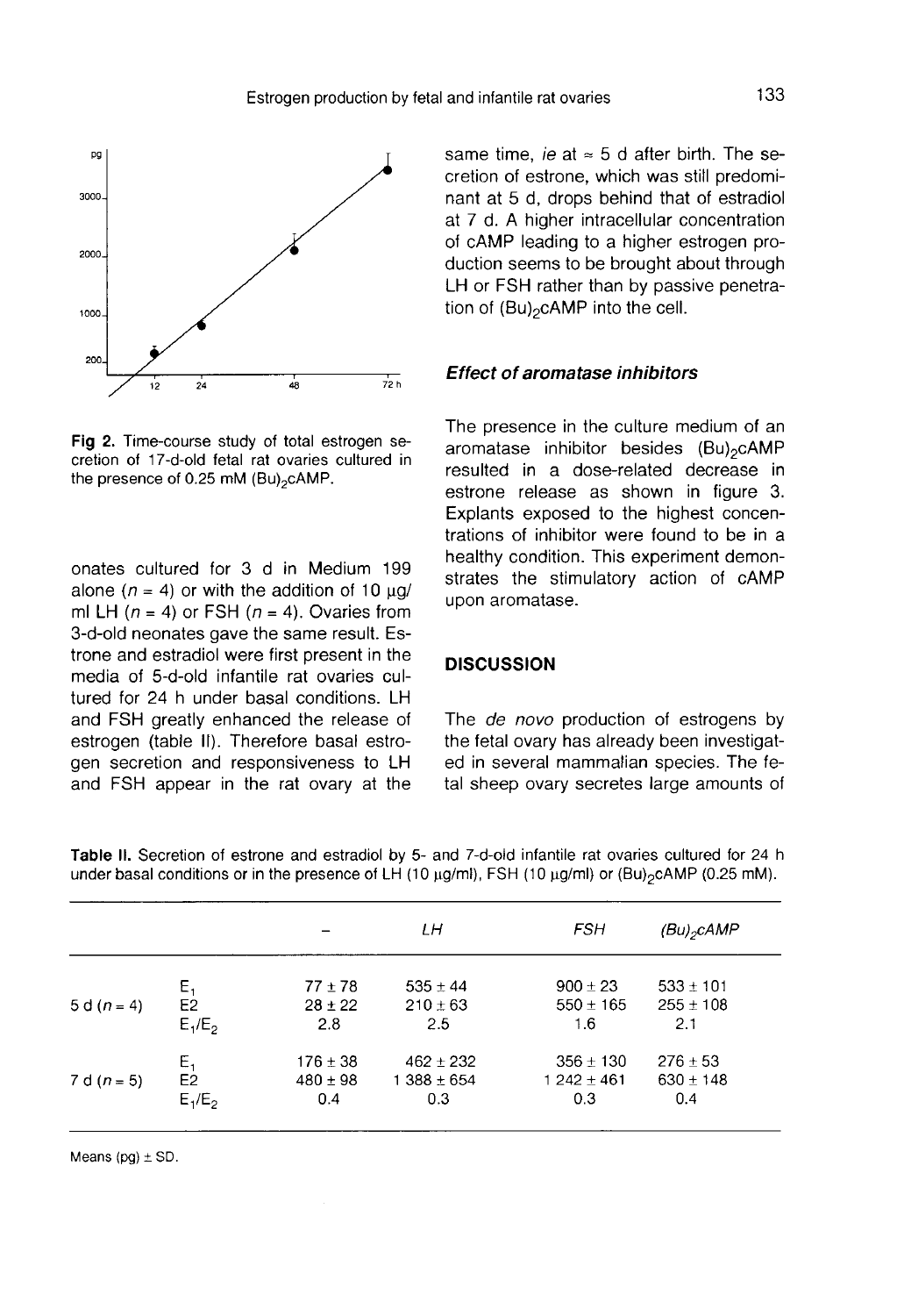Fig 2. Time-course study of total estrogen secretion of 17-d-old fetal rat ovaries cultured in the presence of 0.25 mM $(Bu)_2cAMP$.

onates cultured for 3 d in Medium 199 alone ($n = 4$) or with the addition of 10 µg/ml LH ($n = 4$) or FSH ($n = 4$). Ovaries from 3-d-old neonates gave the same result. Estrone and estradiol were first present in the media of 5-d-old infantile rat ovaries cultured for 24 h under basal conditions. LH and FSH greatly enhanced the release of estrogen (table II). Therefore basal estrogen secretion and responsiveness to LH and FSH appear in the rat ovary at the same time, *ie* at ≈ 5 d after birth. The secretion of estrone, which was still predominant at 5 d, drops behind that of estradiol at 7 d. A higher intracellular concentration of cAMP leading to a higher estrogen production seems to be brought about through LH or FSH rather than by passive penetration of $(Bu)_2cAMP$ into the cell.

### *Effect of aromatase inhibitors*

The presence in the culture medium of an aromatase inhibitor besides $(Bu)_2cAMP$ resulted in a dose-related decrease in estrone release as shown in figure 3. Explants exposed to the highest concentrations of inhibitor were found to be in a healthy condition. This experiment demonstrates the stimulatory action of cAMP upon aromatase.

## DISCUSSION

The *de novo* production of estrogens by the fetal ovary has already been investigated in several mammalian species. The fetal sheep ovary secretes large amounts of

**Table II.** Secretion of estrone and estradiol by 5- and 7-d-old infantile rat ovaries cultured for 24 h under basal conditions or in the presence of LH (10 µg/ml), FSH (10 µg/ml) or $(Bu)_2cAMP$ (0.25 mM).

| | | – | *LH* | *FSH* | *(Bu)₂cAMP* |
|---|---|---|---|---|---|
| 5 d ($n = 4$) | $E_1$ | 77 ± 78 | 535 ± 44 | 900 ± 23 | 533 ± 101 |
| | E2 | 28 ± 22 | 210 ± 63 | 550 ± 165 | 255 ± 108 |
| | $E_1/E_2$ | 2.8 | 2.5 | 1.6 | 2.1 |
| 7 d ($n = 5$) | $E_1$ | 176 ± 38 | 462 ± 232 | 356 ± 130 | 276 ± 53 |
| | E2 | 480 ± 98 | 1 388 ± 654 | 1 242 ± 461 | 630 ± 148 |
| | $E_1/E_2$ | 0.4 | 0.3 | 0.3 | 0.4 |

Means (pg) ± SD.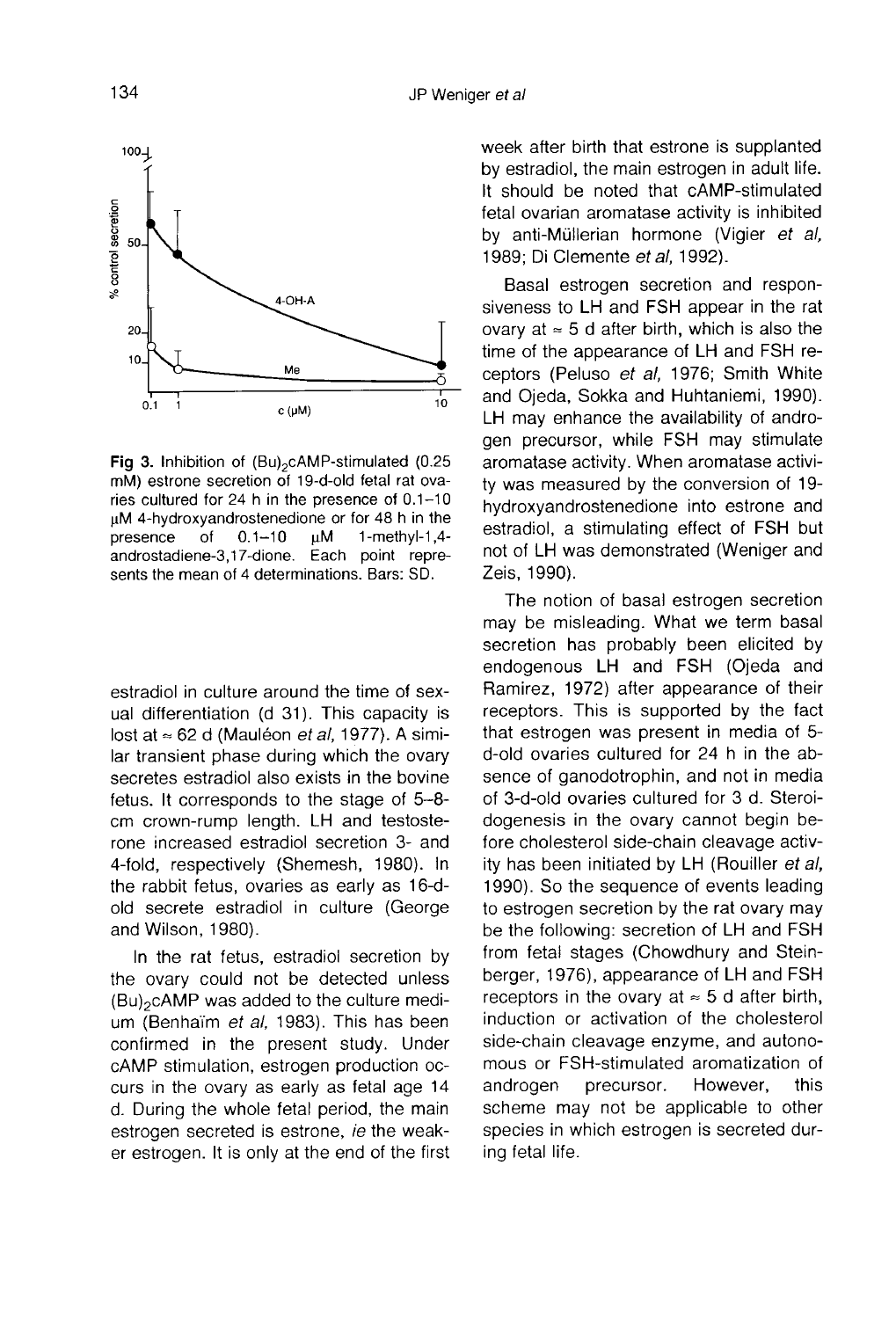**Fig 3.** Inhibition of $(Bu)_2cAMP$-stimulated (0.25 mM) estrone secretion of 19-d-old fetal rat ovaries cultured for 24 h in the presence of 0.1–10 μM 4-hydroxyandrostenedione or for 48 h in the presence of 0.1–10 μM 1-methyl-1,4-androstadiene-3,17-dione. Each point represents the mean of 4 determinations. Bars: SD.

estradiol in culture around the time of sexual differentiation (d 31). This capacity is lost at ≈ 62 d (Mauléon *et al*, 1977). A similar transient phase during which the ovary secretes estradiol also exists in the bovine fetus. It corresponds to the stage of 5–8-cm crown-rump length. LH and testosterone increased estradiol secretion 3- and 4-fold, respectively (Shemesh, 1980). In the rabbit fetus, ovaries as early as 16-d-old secrete estradiol in culture (George and Wilson, 1980).

In the rat fetus, estradiol secretion by the ovary could not be detected unless $(Bu)_2cAMP$ was added to the culture medium (Benhaïm *et al*, 1983). This has been confirmed in the present study. Under cAMP stimulation, estrogen production occurs in the ovary as early as fetal age 14 d. During the whole fetal period, the main estrogen secreted is estrone, *ie* the weaker estrogen. It is only at the end of the first week after birth that estrone is supplanted by estradiol, the main estrogen in adult life. It should be noted that cAMP-stimulated fetal ovarian aromatase activity is inhibited by anti-Müllerian hormone (Vigier *et al*, 1989; Di Clemente *et al*, 1992).

Basal estrogen secretion and responsiveness to LH and FSH appear in the rat ovary at ≈ 5 d after birth, which is also the time of the appearance of LH and FSH receptors (Peluso *et al*, 1976; Smith White and Ojeda, Sokka and Huhtaniemi, 1990). LH may enhance the availability of androgen precursor, while FSH may stimulate aromatase activity. When aromatase activity was measured by the conversion of 19-hydroxyandrostenedione into estrone and estradiol, a stimulating effect of FSH but not of LH was demonstrated (Weniger and Zeis, 1990).

The notion of basal estrogen secretion may be misleading. What we term basal secretion has probably been elicited by endogenous LH and FSH (Ojeda and Ramirez, 1972) after appearance of their receptors. This is supported by the fact that estrogen was present in media of 5-d-old ovaries cultured for 24 h in the absence of ganodotrophin, and not in media of 3-d-old ovaries cultured for 3 d. Steroidogenesis in the ovary cannot begin before cholesterol side-chain cleavage activity has been initiated by LH (Rouiller *et al*, 1990). So the sequence of events leading to estrogen secretion by the rat ovary may be the following: secretion of LH and FSH from fetal stages (Chowdhury and Steinberger, 1976), appearance of LH and FSH receptors in the ovary at ≈ 5 d after birth, induction or activation of the cholesterol side-chain cleavage enzyme, and autonomous or FSH-stimulated aromatization of androgen precursor. However, this scheme may not be applicable to other species in which estrogen is secreted during fetal life.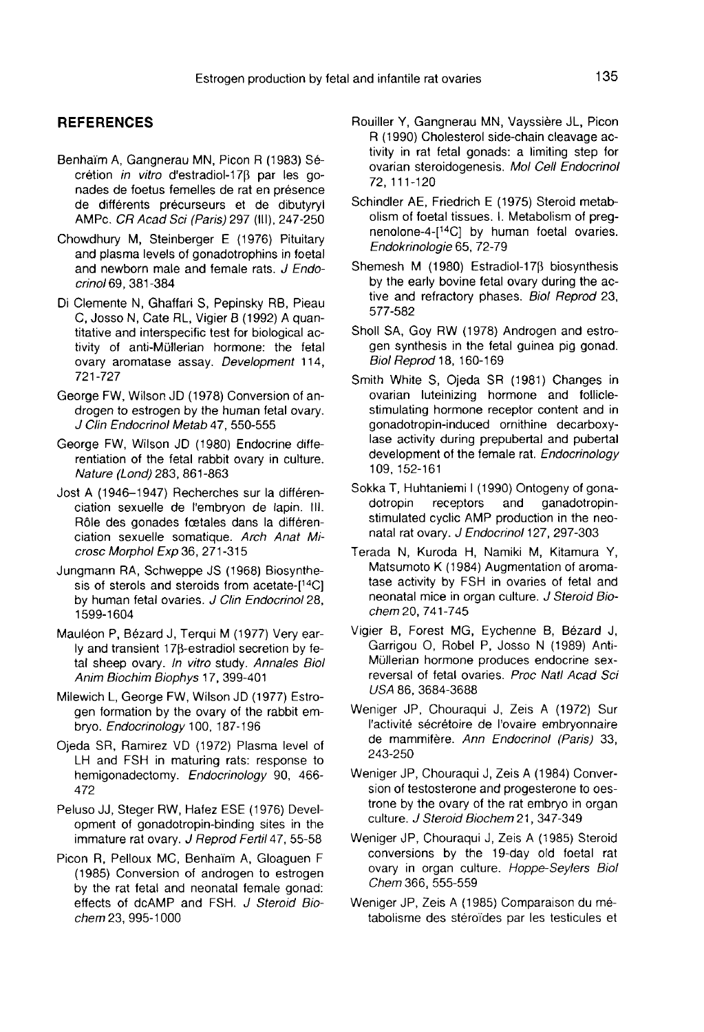## REFERENCES

Benhaïm A, Gangnerau MN, Picon R (1983) Sécrétion *in vitro* d'estradiol-17β par les gonades de foetus femelles de rat en présence de différents précurseurs et de dibutyryl AMPc. *CR Acad Sci (Paris)* 297 (III), 247-250

Chowdhury M, Steinberger E (1976) Pituitary and plasma levels of gonadotrophins in foetal and newborn male and female rats. *J Endocrinol* 69, 381-384

Di Clemente N, Ghaffari S, Pepinsky RB, Pieau C, Josso N, Cate RL, Vigier B (1992) A quantitative and interspecific test for biological activity of anti-Müllerian hormone: the fetal ovary aromatase assay. *Development* 114, 721-727

George FW, Wilson JD (1978) Conversion of androgen to estrogen by the human fetal ovary. *J Clin Endocrinol Metab* 47, 550-555

George FW, Wilson JD (1980) Endocrine differentiation of the fetal rabbit ovary in culture. *Nature (Lond)* 283, 861-863

Jost A (1946–1947) Recherches sur la différenciation sexuelle de l'embryon de lapin. III. Rôle des gonades fœtales dans la différenciation sexuelle somatique. *Arch Anat Microsc Morphol Exp* 36, 271-315

Jungmann RA, Schweppe JS (1968) Biosynthesis of sterols and steroids from acetate-[$^{14}$C] by human fetal ovaries. *J Clin Endocrinol* 28, 1599-1604

Mauléon P, Bézard J, Terqui M (1977) Very early and transient 17β-estradiol secretion by fetal sheep ovary. *In vitro* study. *Annales Biol Anim Biochim Biophys* 17, 399-401

Milewich L, George FW, Wilson JD (1977) Estrogen formation by the ovary of the rabbit embryo. *Endocrinology* 100, 187-196

Ojeda SR, Ramirez VD (1972) Plasma level of LH and FSH in maturing rats: response to hemigonadectomy. *Endocrinology* 90, 466-472

Peluso JJ, Steger RW, Hafez ESE (1976) Development of gonadotropin-binding sites in the immature rat ovary. *J Reprod Fertil* 47, 55-58

Picon R, Pelloux MC, Benhaïm A, Gloaguen F (1985) Conversion of androgen to estrogen by the rat fetal and neonatal female gonad: effects of dcAMP and FSH. *J Steroid Biochem* 23, 995-1000

Rouiller Y, Gangnerau MN, Vayssière JL, Picon R (1990) Cholesterol side-chain cleavage activity in rat fetal gonads: a limiting step for ovarian steroidogenesis. *Mol Cell Endocrinol* 72, 111-120

Schindler AE, Friedrich E (1975) Steroid metabolism of foetal tissues. I. Metabolism of pregnenolone-4-[$^{14}$C] by human foetal ovaries. *Endokrinologie* 65, 72-79

Shemesh M (1980) Estradiol-17β biosynthesis by the early bovine fetal ovary during the active and refractory phases. *Biol Reprod* 23, 577-582

Sholl SA, Goy RW (1978) Androgen and estrogen synthesis in the fetal guinea pig gonad. *Biol Reprod* 18, 160-169

Smith White S, Ojeda SR (1981) Changes in ovarian luteinizing hormone and follicle-stimulating hormone receptor content and in gonadotropin-induced ornithine decarboxylase activity during prepubertal and pubertal development of the female rat. *Endocrinology* 109, 152-161

Sokka T, Huhtaniemi I (1990) Ontogeny of gonadotropin receptors and ganadotropin-stimulated cyclic AMP production in the neonatal rat ovary. *J Endocrinol* 127, 297-303

Terada N, Kuroda H, Namiki M, Kitamura Y, Matsumoto K (1984) Augmentation of aromatase activity by FSH in ovaries of fetal and neonatal mice in organ culture. *J Steroid Biochem* 20, 741-745

Vigier B, Forest MG, Eychenne B, Bézard J, Garrigou O, Robel P, Josso N (1989) Anti-Müllerian hormone produces endocrine sex-reversal of fetal ovaries. *Proc Natl Acad Sci USA* 86, 3684-3688

Weniger JP, Chouraqui J, Zeis A (1972) Sur l'activité sécrétoire de l'ovaire embryonnaire de mammifère. *Ann Endocrinol (Paris)* 33, 243-250

Weniger JP, Chouraqui J, Zeis A (1984) Conversion of testosterone and progesterone to oestrone by the ovary of the rat embryo in organ culture. *J Steroid Biochem* 21, 347-349

Weniger JP, Chouraqui J, Zeis A (1985) Steroid conversions by the 19-day old foetal rat ovary in organ culture. *Hoppe-Seylers Biol Chem* 366, 555-559

Weniger JP, Zeis A (1985) Comparaison du métabolisme des stéroïdes par les testicules et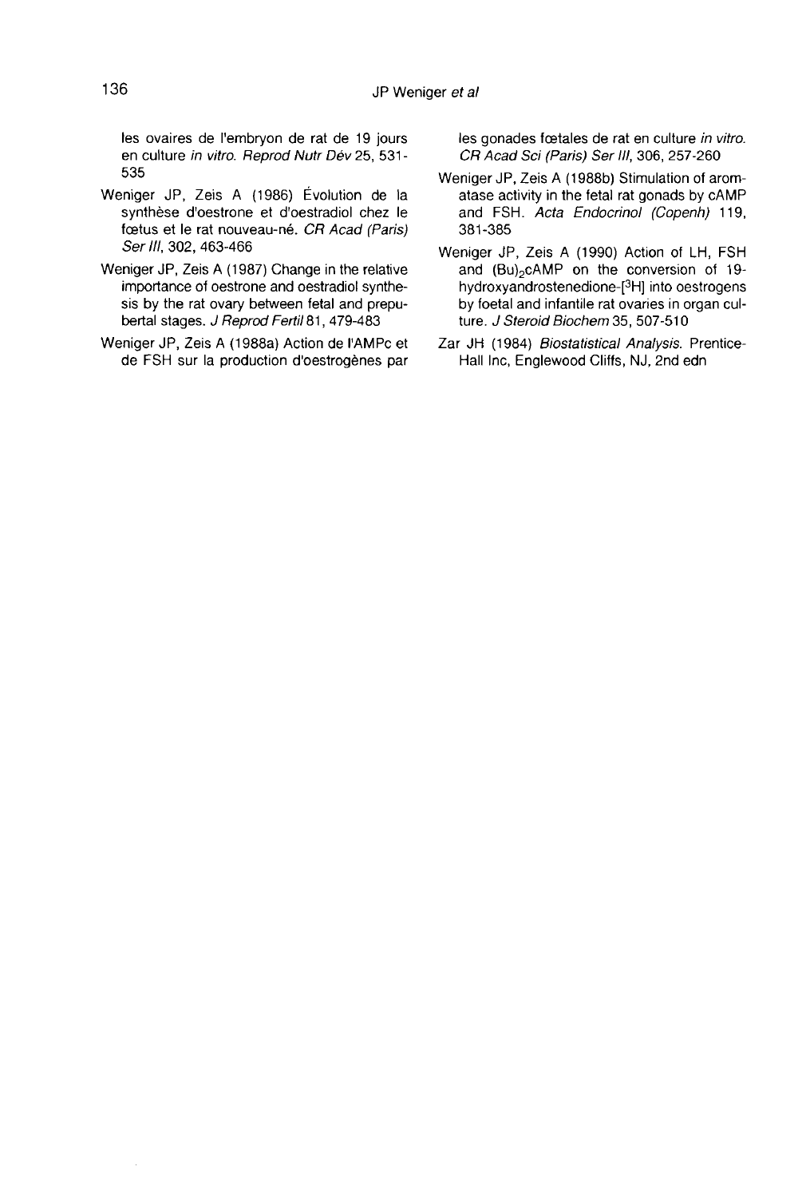les ovaires de l'embryon de rat de 19 jours en culture *in vitro*. *Reprod Nutr Dév* 25, 531-535

Weniger JP, Zeis A (1986) Évolution de la synthèse d'oestrone et d'oestradiol chez le fœtus et le rat nouveau-né. *CR Acad (Paris) Ser III*, 302, 463-466

Weniger JP, Zeis A (1987) Change in the relative importance of oestrone and oestradiol synthesis by the rat ovary between fetal and prepubertal stages. *J Reprod Fertil* 81, 479-483

Weniger JP, Zeis A (1988a) Action de l'AMPc et de FSH sur la production d'oestrogènes par les gonades fœtales de rat en culture *in vitro*. *CR Acad Sci (Paris) Ser III*, 306, 257-260

Weniger JP, Zeis A (1988b) Stimulation of aromatase activity in the fetal rat gonads by cAMP and FSH. *Acta Endocrinol (Copenh)* 119, 381-385

Weniger JP, Zeis A (1990) Action of LH, FSH and $(Bu)_2$cAMP on the conversion of 19-hydroxyandrostenedione-[$^3$H] into oestrogens by foetal and infantile rat ovaries in organ culture. *J Steroid Biochem* 35, 507-510

Zar JH (1984) *Biostatistical Analysis*. Prentice-Hall Inc, Englewood Cliffs, NJ, 2nd edn